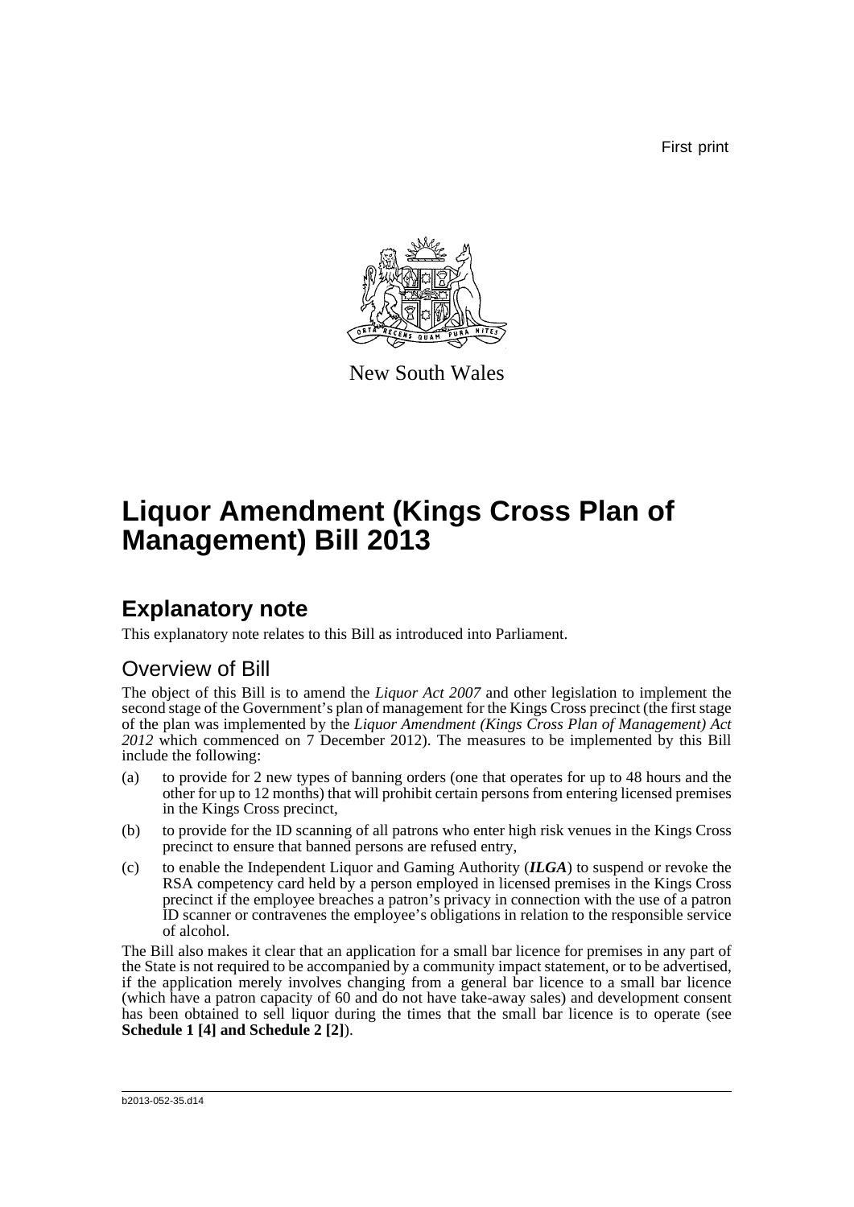First print

New South Wales

# Liquor Amendment (Kings Cross Plan of Management) Bill 2013

## Explanatory note

This explanatory note relates to this Bill as introduced into Parliament.

### Overview of Bill

The object of this Bill is to amend the *Liquor Act 2007* and other legislation to implement the second stage of the Government's plan of management for the Kings Cross precinct (the first stage of the plan was implemented by the *Liquor Amendment (Kings Cross Plan of Management) Act 2012* which commenced on 7 December 2012). The measures to be implemented by this Bill include the following:

(a) to provide for 2 new types of banning orders (one that operates for up to 48 hours and the other for up to 12 months) that will prohibit certain persons from entering licensed premises in the Kings Cross precinct,

(b) to provide for the ID scanning of all patrons who enter high risk venues in the Kings Cross precinct to ensure that banned persons are refused entry,

(c) to enable the Independent Liquor and Gaming Authority (***ILGA***) to suspend or revoke the RSA competency card held by a person employed in licensed premises in the Kings Cross precinct if the employee breaches a patron's privacy in connection with the use of a patron ID scanner or contravenes the employee's obligations in relation to the responsible service of alcohol.

The Bill also makes it clear that an application for a small bar licence for premises in any part of the State is not required to be accompanied by a community impact statement, or to be advertised, if the application merely involves changing from a general bar licence to a small bar licence (which have a patron capacity of 60 and do not have take-away sales) and development consent has been obtained to sell liquor during the times that the small bar licence is to operate (see **Schedule 1 [4] and Schedule 2 [2]**).

b2013-052-35.d14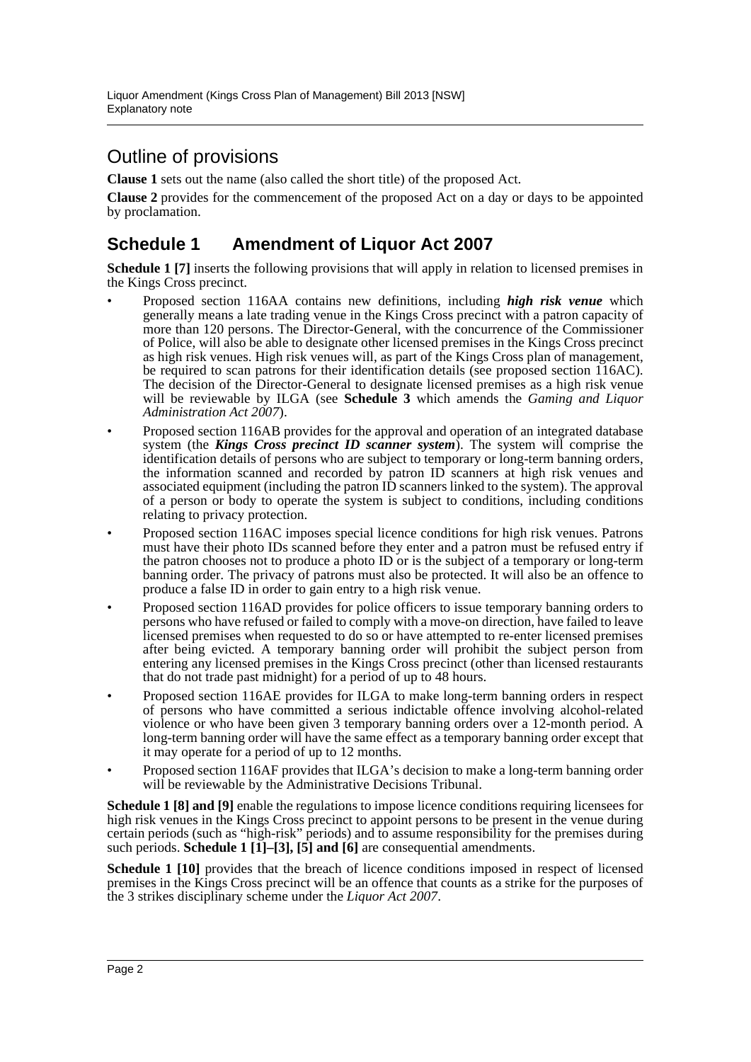## Outline of provisions

**Clause 1** sets out the name (also called the short title) of the proposed Act.

**Clause 2** provides for the commencement of the proposed Act on a day or days to be appointed by proclamation.

## Schedule 1 Amendment of Liquor Act 2007

**Schedule 1 [7]** inserts the following provisions that will apply in relation to licensed premises in the Kings Cross precinct.

- Proposed section 116AA contains new definitions, including ***high risk venue*** which generally means a late trading venue in the Kings Cross precinct with a patron capacity of more than 120 persons. The Director-General, with the concurrence of the Commissioner of Police, will also be able to designate other licensed premises in the Kings Cross precinct as high risk venues. High risk venues will, as part of the Kings Cross plan of management, be required to scan patrons for their identification details (see proposed section 116AC). The decision of the Director-General to designate licensed premises as a high risk venue will be reviewable by ILGA (see **Schedule 3** which amends the *Gaming and Liquor Administration Act 2007*).
- Proposed section 116AB provides for the approval and operation of an integrated database system (the ***Kings Cross precinct ID scanner system***). The system will comprise the identification details of persons who are subject to temporary or long-term banning orders, the information scanned and recorded by patron ID scanners at high risk venues and associated equipment (including the patron ID scanners linked to the system). The approval of a person or body to operate the system is subject to conditions, including conditions relating to privacy protection.
- Proposed section 116AC imposes special licence conditions for high risk venues. Patrons must have their photo IDs scanned before they enter and a patron must be refused entry if the patron chooses not to produce a photo ID or is the subject of a temporary or long-term banning order. The privacy of patrons must also be protected. It will also be an offence to produce a false ID in order to gain entry to a high risk venue.
- Proposed section 116AD provides for police officers to issue temporary banning orders to persons who have refused or failed to comply with a move-on direction, have failed to leave licensed premises when requested to do so or have attempted to re-enter licensed premises after being evicted. A temporary banning order will prohibit the subject person from entering any licensed premises in the Kings Cross precinct (other than licensed restaurants that do not trade past midnight) for a period of up to 48 hours.
- Proposed section 116AE provides for ILGA to make long-term banning orders in respect of persons who have committed a serious indictable offence involving alcohol-related violence or who have been given 3 temporary banning orders over a 12-month period. A long-term banning order will have the same effect as a temporary banning order except that it may operate for a period of up to 12 months.
- Proposed section 116AF provides that ILGA's decision to make a long-term banning order will be reviewable by the Administrative Decisions Tribunal.

**Schedule 1 [8] and [9]** enable the regulations to impose licence conditions requiring licensees for high risk venues in the Kings Cross precinct to appoint persons to be present in the venue during certain periods (such as "high-risk" periods) and to assume responsibility for the premises during such periods. **Schedule 1 [1]–[3], [5] and [6]** are consequential amendments.

**Schedule 1 [10]** provides that the breach of licence conditions imposed in respect of licensed premises in the Kings Cross precinct will be an offence that counts as a strike for the purposes of the 3 strikes disciplinary scheme under the *Liquor Act 2007*.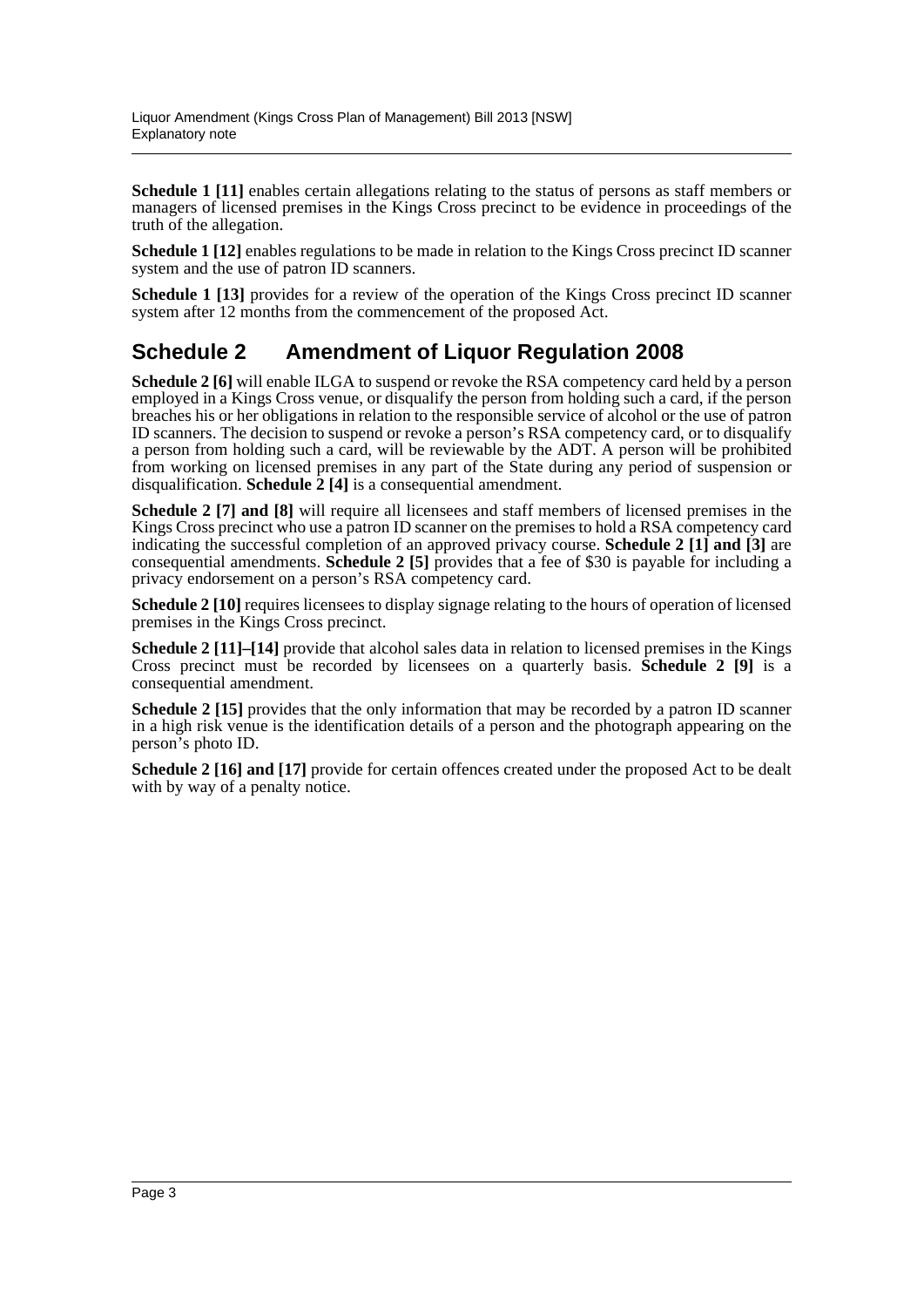**Schedule 1 [11]** enables certain allegations relating to the status of persons as staff members or managers of licensed premises in the Kings Cross precinct to be evidence in proceedings of the truth of the allegation.

**Schedule 1 [12]** enables regulations to be made in relation to the Kings Cross precinct ID scanner system and the use of patron ID scanners.

**Schedule 1 [13]** provides for a review of the operation of the Kings Cross precinct ID scanner system after 12 months from the commencement of the proposed Act.

## Schedule 2 Amendment of Liquor Regulation 2008

**Schedule 2 [6]** will enable ILGA to suspend or revoke the RSA competency card held by a person employed in a Kings Cross venue, or disqualify the person from holding such a card, if the person breaches his or her obligations in relation to the responsible service of alcohol or the use of patron ID scanners. The decision to suspend or revoke a person's RSA competency card, or to disqualify a person from holding such a card, will be reviewable by the ADT. A person will be prohibited from working on licensed premises in any part of the State during any period of suspension or disqualification. **Schedule 2 [4]** is a consequential amendment.

**Schedule 2 [7] and [8]** will require all licensees and staff members of licensed premises in the Kings Cross precinct who use a patron ID scanner on the premises to hold a RSA competency card indicating the successful completion of an approved privacy course. **Schedule 2 [1] and [3]** are consequential amendments. **Schedule 2 [5]** provides that a fee of $30 is payable for including a privacy endorsement on a person's RSA competency card.

**Schedule 2 [10]** requires licensees to display signage relating to the hours of operation of licensed premises in the Kings Cross precinct.

**Schedule 2 [11]–[14]** provide that alcohol sales data in relation to licensed premises in the Kings Cross precinct must be recorded by licensees on a quarterly basis. **Schedule 2 [9]** is a consequential amendment.

**Schedule 2 [15]** provides that the only information that may be recorded by a patron ID scanner in a high risk venue is the identification details of a person and the photograph appearing on the person's photo ID.

**Schedule 2 [16] and [17]** provide for certain offences created under the proposed Act to be dealt with by way of a penalty notice.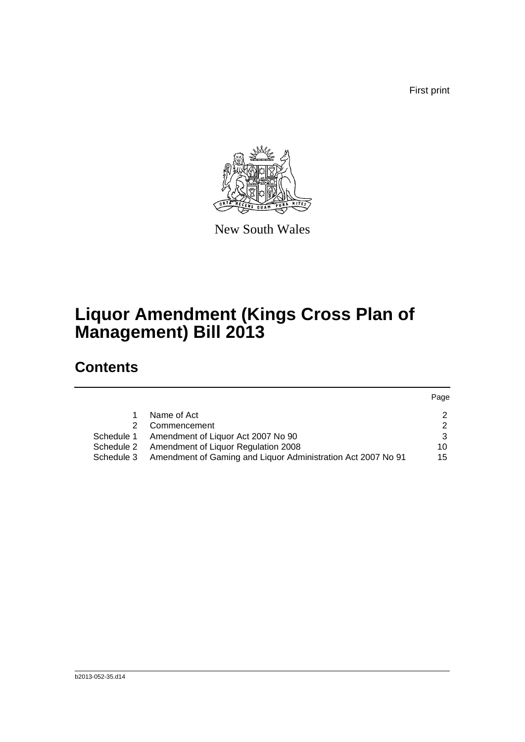First print

New South Wales

# Liquor Amendment (Kings Cross Plan of Management) Bill 2013

## Contents

| | | Page |
|---|---|---|
| 1 | Name of Act | 2 |
| 2 | Commencement | 2 |
| Schedule 1 | Amendment of Liquor Act 2007 No 90 | 3 |
| Schedule 2 | Amendment of Liquor Regulation 2008 | 10 |
| Schedule 3 | Amendment of Gaming and Liquor Administration Act 2007 No 91 | 15 |

b2013-052-35.d14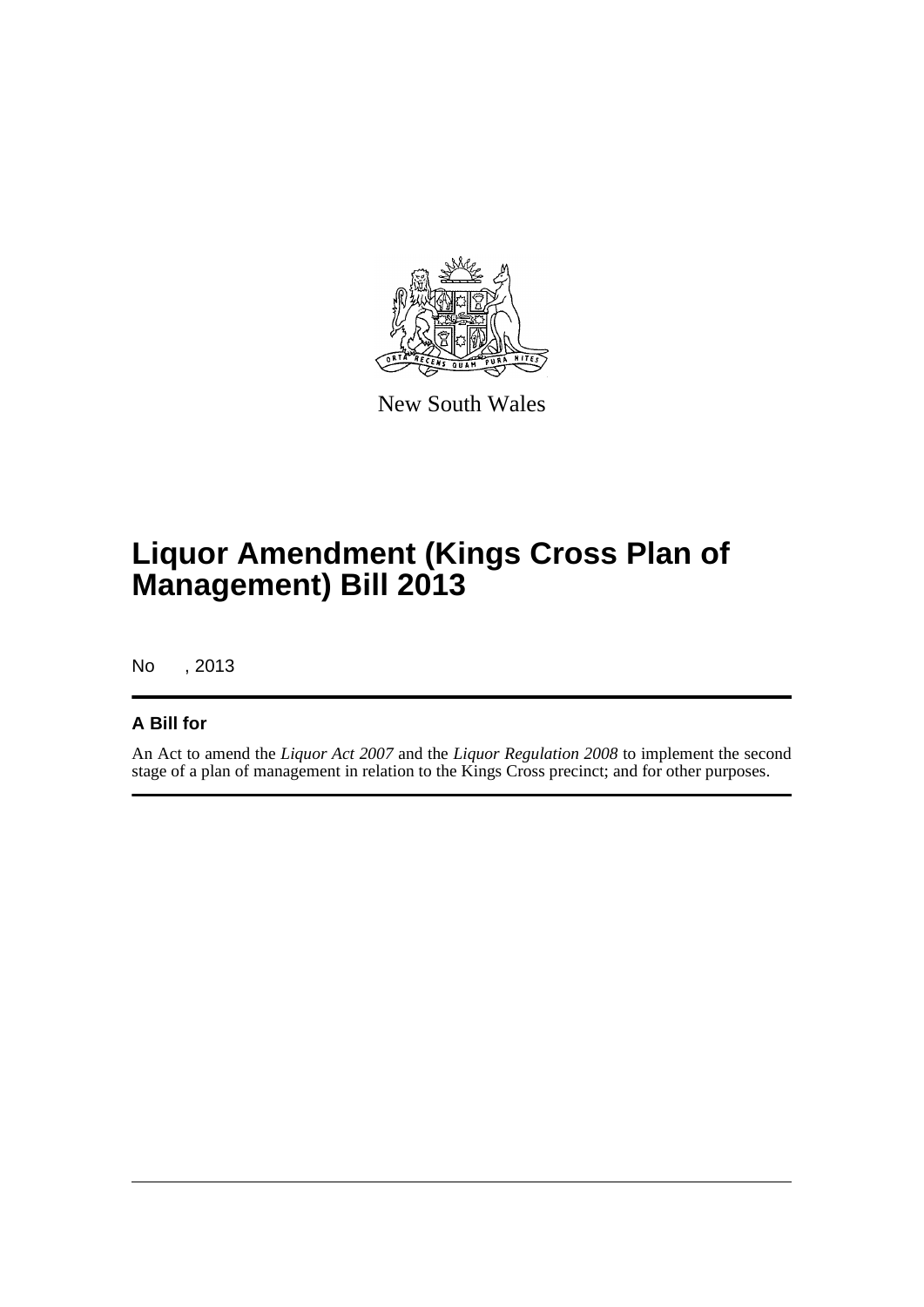New South Wales

# Liquor Amendment (Kings Cross Plan of Management) Bill 2013

No , 2013

## A Bill for

An Act to amend the *Liquor Act 2007* and the *Liquor Regulation 2008* to implement the second stage of a plan of management in relation to the Kings Cross precinct; and for other purposes.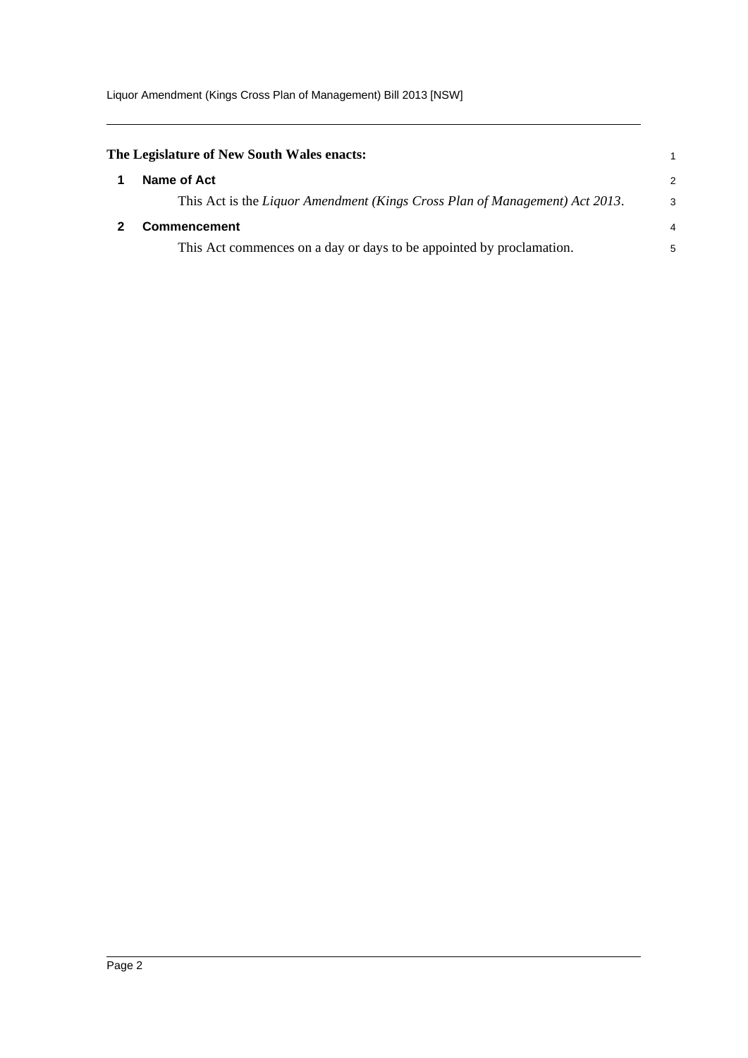**The Legislature of New South Wales enacts:**

## 1 Name of Act

This Act is the *Liquor Amendment (Kings Cross Plan of Management) Act 2013*.

## 2 Commencement

This Act commences on a day or days to be appointed by proclamation.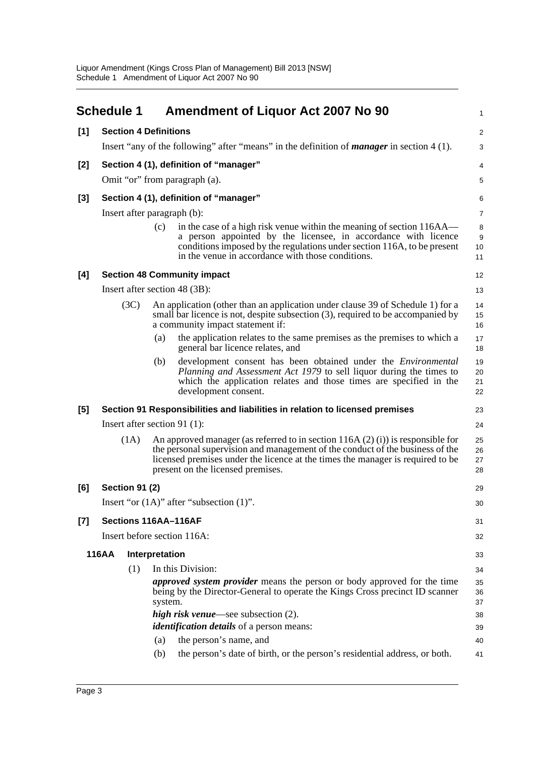## Schedule 1 Amendment of Liquor Act 2007 No 90

**[1] Section 4 Definitions**

Insert "any of the following" after "means" in the definition of ***manager*** in section 4 (1).

**[2] Section 4 (1), definition of "manager"**

Omit "or" from paragraph (a).

**[3] Section 4 (1), definition of "manager"**

Insert after paragraph (b):

(c) in the case of a high risk venue within the meaning of section 116AA—a person appointed by the licensee, in accordance with licence conditions imposed by the regulations under section 116A, to be present in the venue in accordance with those conditions.

**[4] Section 48 Community impact**

Insert after section 48 (3B):

(3C) An application (other than an application under clause 39 of Schedule 1) for a small bar licence is not, despite subsection (3), required to be accompanied by a community impact statement if:

(a) the application relates to the same premises as the premises to which a general bar licence relates, and

(b) development consent has been obtained under the *Environmental Planning and Assessment Act 1979* to sell liquor during the times to which the application relates and those times are specified in the development consent.

**[5] Section 91 Responsibilities and liabilities in relation to licensed premises**

Insert after section 91 (1):

(1A) An approved manager (as referred to in section 116A (2) (i)) is responsible for the personal supervision and management of the conduct of the business of the licensed premises under the licence at the times the manager is required to be present on the licensed premises.

**[6] Section 91 (2)**

Insert "or (1A)" after "subsection (1)".

**[7] Sections 116AA–116AF**

Insert before section 116A:

**116AA Interpretation**

(1) In this Division:

***approved system provider*** means the person or body approved for the time being by the Director-General to operate the Kings Cross precinct ID scanner system.

***high risk venue***—see subsection (2).

***identification details*** of a person means:

(a) the person's name, and

(b) the person's date of birth, or the person's residential address, or both.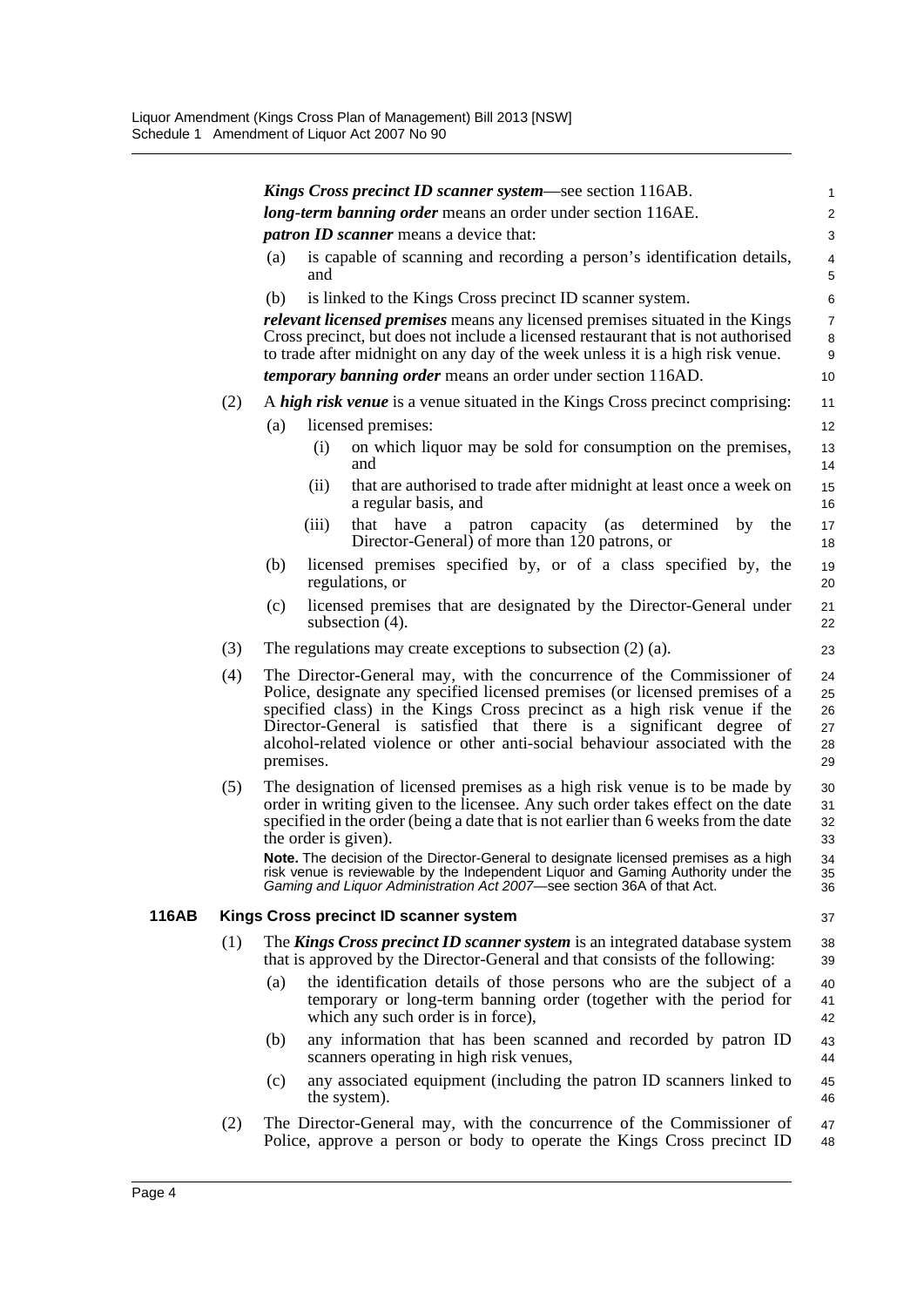***Kings Cross precinct ID scanner system***—see section 116AB.

***long-term banning order*** means an order under section 116AE.

***patron ID scanner*** means a device that:

(a) is capable of scanning and recording a person's identification details, and

(b) is linked to the Kings Cross precinct ID scanner system.

***relevant licensed premises*** means any licensed premises situated in the Kings Cross precinct, but does not include a licensed restaurant that is not authorised to trade after midnight on any day of the week unless it is a high risk venue.

***temporary banning order*** means an order under section 116AD.

(2) A ***high risk venue*** is a venue situated in the Kings Cross precinct comprising:

(a) licensed premises:

(i) on which liquor may be sold for consumption on the premises, and

(ii) that are authorised to trade after midnight at least once a week on a regular basis, and

(iii) that have a patron capacity (as determined by the Director-General) of more than 120 patrons, or

(b) licensed premises specified by, or of a class specified by, the regulations, or

(c) licensed premises that are designated by the Director-General under subsection (4).

(3) The regulations may create exceptions to subsection (2) (a).

(4) The Director-General may, with the concurrence of the Commissioner of Police, designate any specified licensed premises (or licensed premises of a specified class) in the Kings Cross precinct as a high risk venue if the Director-General is satisfied that there is a significant degree of alcohol-related violence or other anti-social behaviour associated with the premises.

(5) The designation of licensed premises as a high risk venue is to be made by order in writing given to the licensee. Any such order takes effect on the date specified in the order (being a date that is not earlier than 6 weeks from the date the order is given).

**Note.** The decision of the Director-General to designate licensed premises as a high risk venue is reviewable by the Independent Liquor and Gaming Authority under the *Gaming and Liquor Administration Act 2007*—see section 36A of that Act.

### 116AB Kings Cross precinct ID scanner system

(1) The ***Kings Cross precinct ID scanner system*** is an integrated database system that is approved by the Director-General and that consists of the following:

(a) the identification details of those persons who are the subject of a temporary or long-term banning order (together with the period for which any such order is in force),

(b) any information that has been scanned and recorded by patron ID scanners operating in high risk venues,

(c) any associated equipment (including the patron ID scanners linked to the system).

(2) The Director-General may, with the concurrence of the Commissioner of Police, approve a person or body to operate the Kings Cross precinct ID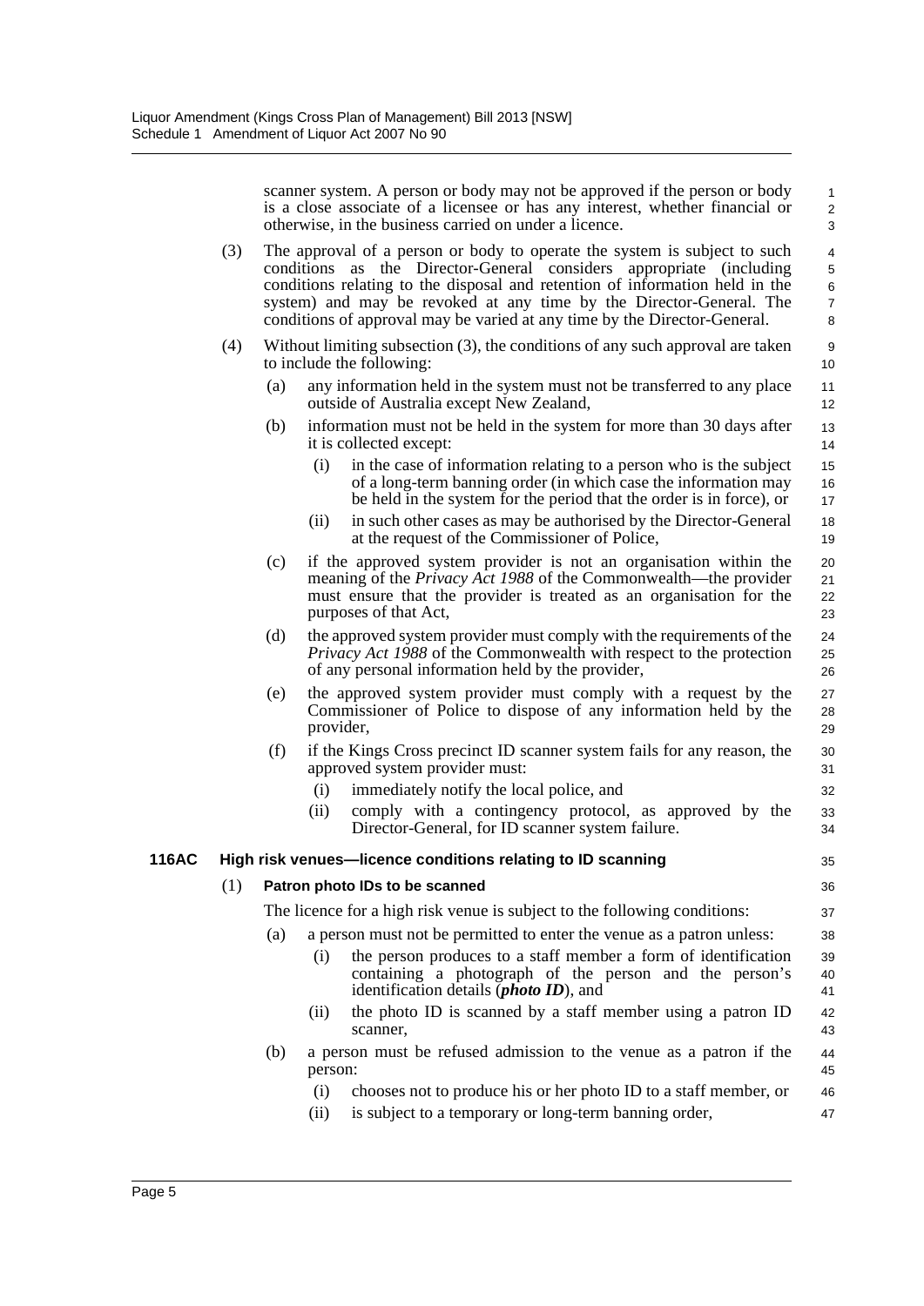scanner system. A person or body may not be approved if the person or body is a close associate of a licensee or has any interest, whether financial or otherwise, in the business carried on under a licence.

(3) The approval of a person or body to operate the system is subject to such conditions as the Director-General considers appropriate (including conditions relating to the disposal and retention of information held in the system) and may be revoked at any time by the Director-General. The conditions of approval may be varied at any time by the Director-General.

(4) Without limiting subsection (3), the conditions of any such approval are taken to include the following:

- (a) any information held in the system must not be transferred to any place outside of Australia except New Zealand,
- (b) information must not be held in the system for more than 30 days after it is collected except:
  - (i) in the case of information relating to a person who is the subject of a long-term banning order (in which case the information may be held in the system for the period that the order is in force), or
  - (ii) in such other cases as may be authorised by the Director-General at the request of the Commissioner of Police,
- (c) if the approved system provider is not an organisation within the meaning of the *Privacy Act 1988* of the Commonwealth—the provider must ensure that the provider is treated as an organisation for the purposes of that Act,
- (d) the approved system provider must comply with the requirements of the *Privacy Act 1988* of the Commonwealth with respect to the protection of any personal information held by the provider,
- (e) the approved system provider must comply with a request by the Commissioner of Police to dispose of any information held by the provider,
- (f) if the Kings Cross precinct ID scanner system fails for any reason, the approved system provider must:
  - (i) immediately notify the local police, and
  - (ii) comply with a contingency protocol, as approved by the Director-General, for ID scanner system failure.

### 116AC High risk venues—licence conditions relating to ID scanning

#### (1) Patron photo IDs to be scanned

The licence for a high risk venue is subject to the following conditions:

- (a) a person must not be permitted to enter the venue as a patron unless:
  - (i) the person produces to a staff member a form of identification containing a photograph of the person and the person's identification details (***photo ID***), and
  - (ii) the photo ID is scanned by a staff member using a patron ID scanner,
- (b) a person must be refused admission to the venue as a patron if the person:
  - (i) chooses not to produce his or her photo ID to a staff member, or
  - (ii) is subject to a temporary or long-term banning order,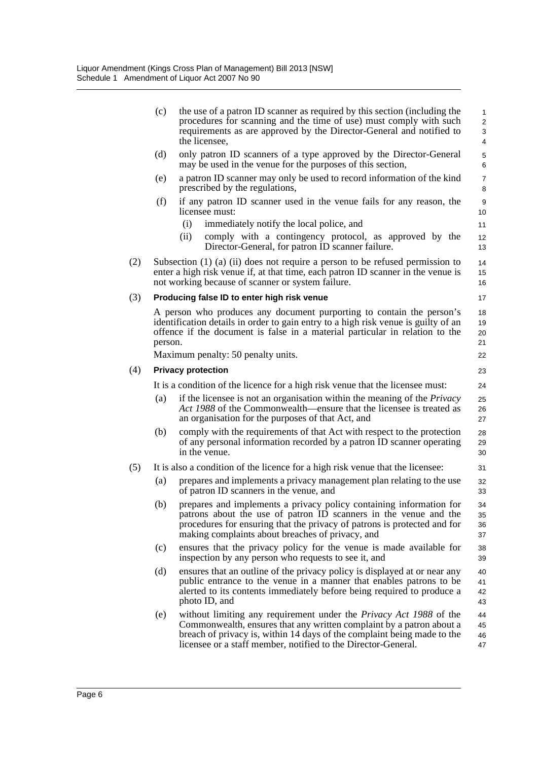(c) the use of a patron ID scanner as required by this section (including the procedures for scanning and the time of use) must comply with such requirements as are approved by the Director-General and notified to the licensee,

(d) only patron ID scanners of a type approved by the Director-General may be used in the venue for the purposes of this section,

(e) a patron ID scanner may only be used to record information of the kind prescribed by the regulations,

(f) if any patron ID scanner used in the venue fails for any reason, the licensee must:

(i) immediately notify the local police, and

(ii) comply with a contingency protocol, as approved by the Director-General, for patron ID scanner failure.

(2) Subsection (1) (a) (ii) does not require a person to be refused permission to enter a high risk venue if, at that time, each patron ID scanner in the venue is not working because of scanner or system failure.

(3) **Producing false ID to enter high risk venue**

A person who produces any document purporting to contain the person's identification details in order to gain entry to a high risk venue is guilty of an offence if the document is false in a material particular in relation to the person.

Maximum penalty: 50 penalty units.

(4) **Privacy protection**

It is a condition of the licence for a high risk venue that the licensee must:

(a) if the licensee is not an organisation within the meaning of the *Privacy Act 1988* of the Commonwealth—ensure that the licensee is treated as an organisation for the purposes of that Act, and

(b) comply with the requirements of that Act with respect to the protection of any personal information recorded by a patron ID scanner operating in the venue.

(5) It is also a condition of the licence for a high risk venue that the licensee:

(a) prepares and implements a privacy management plan relating to the use of patron ID scanners in the venue, and

(b) prepares and implements a privacy policy containing information for patrons about the use of patron ID scanners in the venue and the procedures for ensuring that the privacy of patrons is protected and for making complaints about breaches of privacy, and

(c) ensures that the privacy policy for the venue is made available for inspection by any person who requests to see it, and

(d) ensures that an outline of the privacy policy is displayed at or near any public entrance to the venue in a manner that enables patrons to be alerted to its contents immediately before being required to produce a photo ID, and

(e) without limiting any requirement under the *Privacy Act 1988* of the Commonwealth, ensures that any written complaint by a patron about a breach of privacy is, within 14 days of the complaint being made to the licensee or a staff member, notified to the Director-General.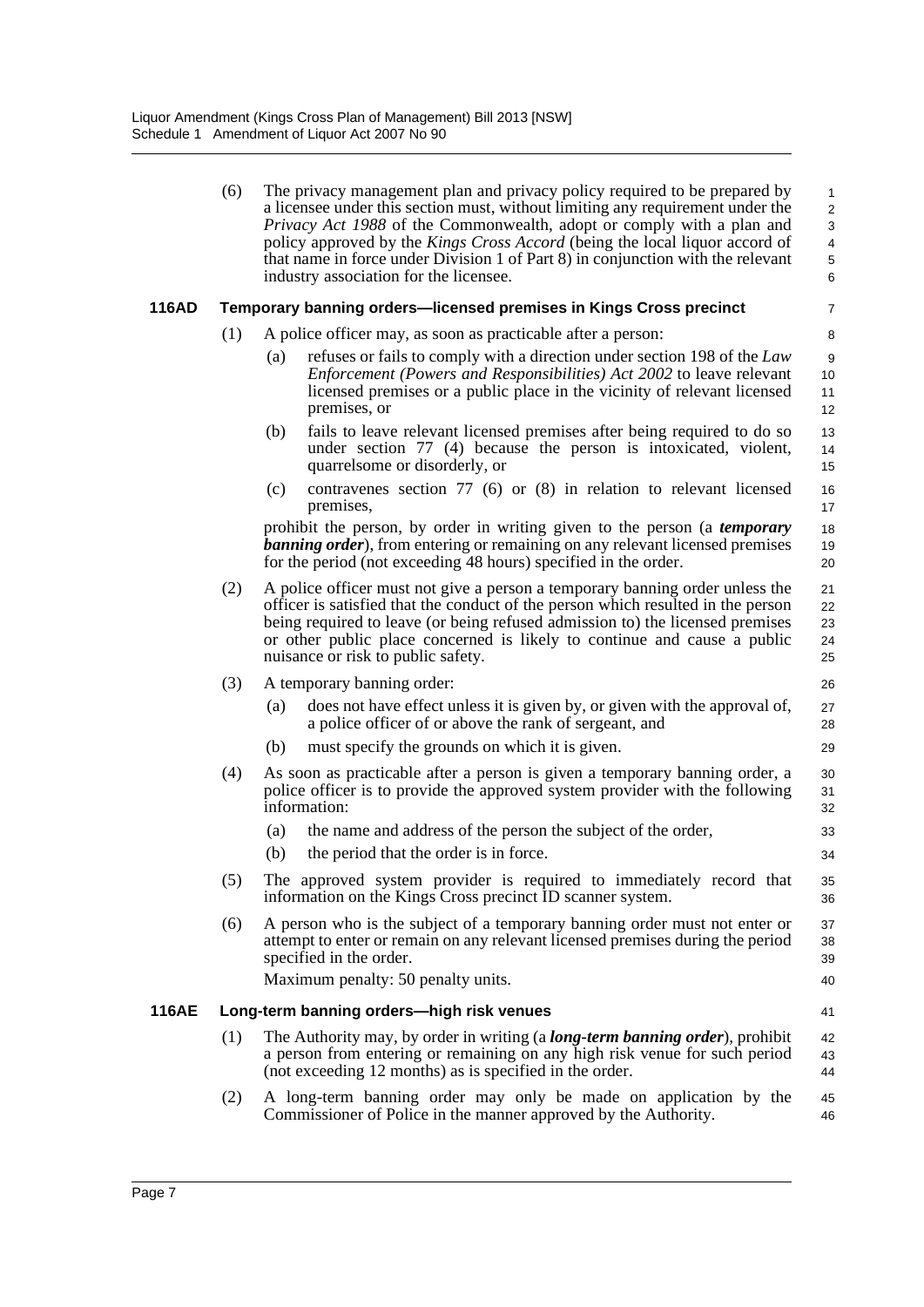(6) The privacy management plan and privacy policy required to be prepared by a licensee under this section must, without limiting any requirement under the *Privacy Act 1988* of the Commonwealth, adopt or comply with a plan and policy approved by the *Kings Cross Accord* (being the local liquor accord of that name in force under Division 1 of Part 8) in conjunction with the relevant industry association for the licensee.

### 116AD Temporary banning orders—licensed premises in Kings Cross precinct

(1) A police officer may, as soon as practicable after a person:

- (a) refuses or fails to comply with a direction under section 198 of the *Law Enforcement (Powers and Responsibilities) Act 2002* to leave relevant licensed premises or a public place in the vicinity of relevant licensed premises, or
- (b) fails to leave relevant licensed premises after being required to do so under section 77 (4) because the person is intoxicated, violent, quarrelsome or disorderly, or
- (c) contravenes section 77 (6) or (8) in relation to relevant licensed premises,

prohibit the person, by order in writing given to the person (a ***temporary banning order***), from entering or remaining on any relevant licensed premises for the period (not exceeding 48 hours) specified in the order.

(2) A police officer must not give a person a temporary banning order unless the officer is satisfied that the conduct of the person which resulted in the person being required to leave (or being refused admission to) the licensed premises or other public place concerned is likely to continue and cause a public nuisance or risk to public safety.

(3) A temporary banning order:

- (a) does not have effect unless it is given by, or given with the approval of, a police officer of or above the rank of sergeant, and
- (b) must specify the grounds on which it is given.

(4) As soon as practicable after a person is given a temporary banning order, a police officer is to provide the approved system provider with the following information:

- (a) the name and address of the person the subject of the order,
- (b) the period that the order is in force.

(5) The approved system provider is required to immediately record that information on the Kings Cross precinct ID scanner system.

(6) A person who is the subject of a temporary banning order must not enter or attempt to enter or remain on any relevant licensed premises during the period specified in the order.

Maximum penalty: 50 penalty units.

### 116AE Long-term banning orders—high risk venues

(1) The Authority may, by order in writing (a ***long-term banning order***), prohibit a person from entering or remaining on any high risk venue for such period (not exceeding 12 months) as is specified in the order.

(2) A long-term banning order may only be made on application by the Commissioner of Police in the manner approved by the Authority.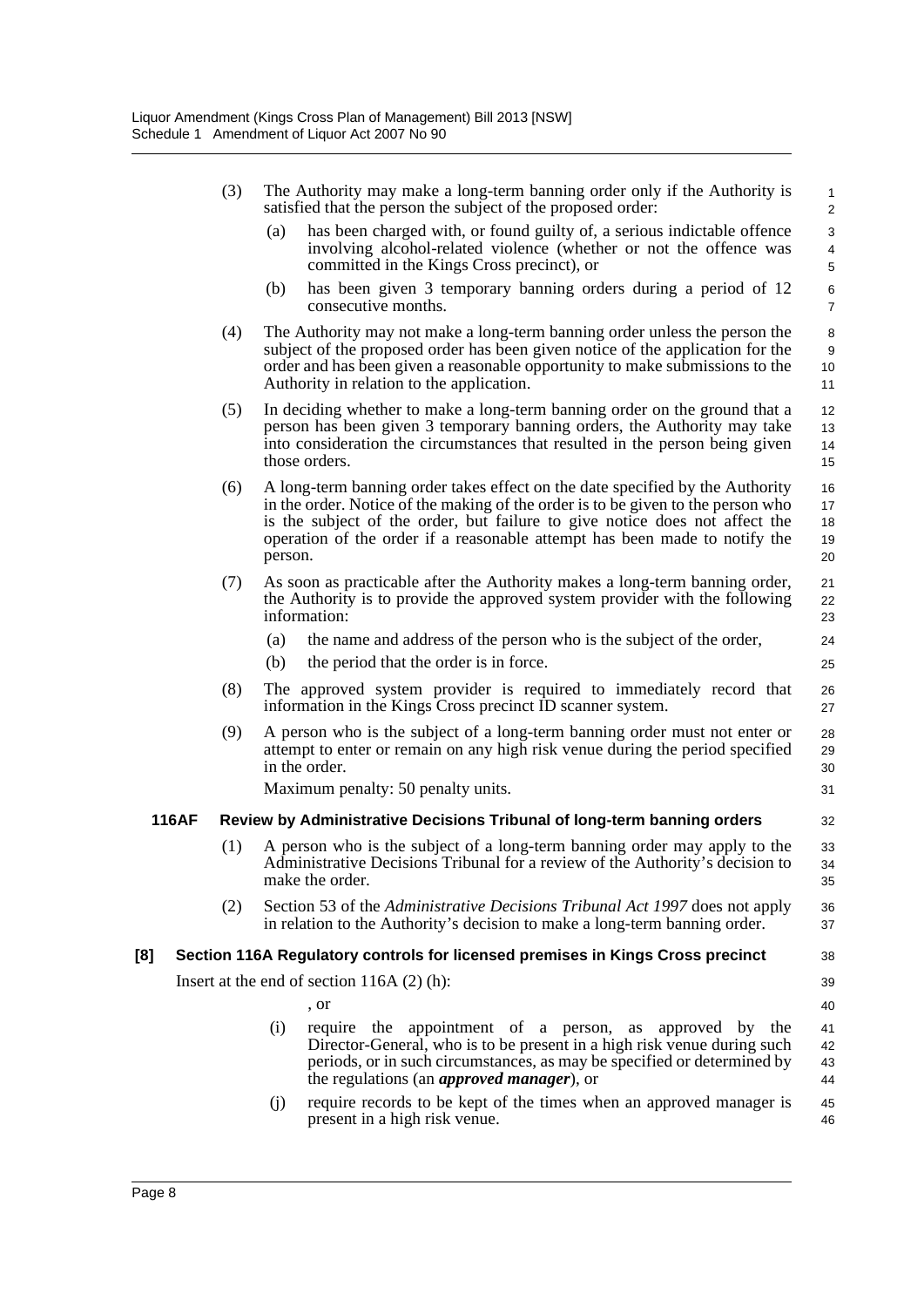(3) The Authority may make a long-term banning order only if the Authority is satisfied that the person the subject of the proposed order:

   (a) has been charged with, or found guilty of, a serious indictable offence involving alcohol-related violence (whether or not the offence was committed in the Kings Cross precinct), or

   (b) has been given 3 temporary banning orders during a period of 12 consecutive months.

(4) The Authority may not make a long-term banning order unless the person the subject of the proposed order has been given notice of the application for the order and has been given a reasonable opportunity to make submissions to the Authority in relation to the application.

(5) In deciding whether to make a long-term banning order on the ground that a person has been given 3 temporary banning orders, the Authority may take into consideration the circumstances that resulted in the person being given those orders.

(6) A long-term banning order takes effect on the date specified by the Authority in the order. Notice of the making of the order is to be given to the person who is the subject of the order, but failure to give notice does not affect the operation of the order if a reasonable attempt has been made to notify the person.

(7) As soon as practicable after the Authority makes a long-term banning order, the Authority is to provide the approved system provider with the following information:

   (a) the name and address of the person who is the subject of the order,

   (b) the period that the order is in force.

(8) The approved system provider is required to immediately record that information in the Kings Cross precinct ID scanner system.

(9) A person who is the subject of a long-term banning order must not enter or attempt to enter or remain on any high risk venue during the period specified in the order.

   Maximum penalty: 50 penalty units.

**116AF Review by Administrative Decisions Tribunal of long-term banning orders**

(1) A person who is the subject of a long-term banning order may apply to the Administrative Decisions Tribunal for a review of the Authority's decision to make the order.

(2) Section 53 of the *Administrative Decisions Tribunal Act 1997* does not apply in relation to the Authority's decision to make a long-term banning order.

**[8] Section 116A Regulatory controls for licensed premises in Kings Cross precinct**

Insert at the end of section 116A (2) (h):

, or

   (i) require the appointment of a person, as approved by the Director-General, who is to be present in a high risk venue during such periods, or in such circumstances, as may be specified or determined by the regulations (an ***approved manager***), or

   (j) require records to be kept of the times when an approved manager is present in a high risk venue.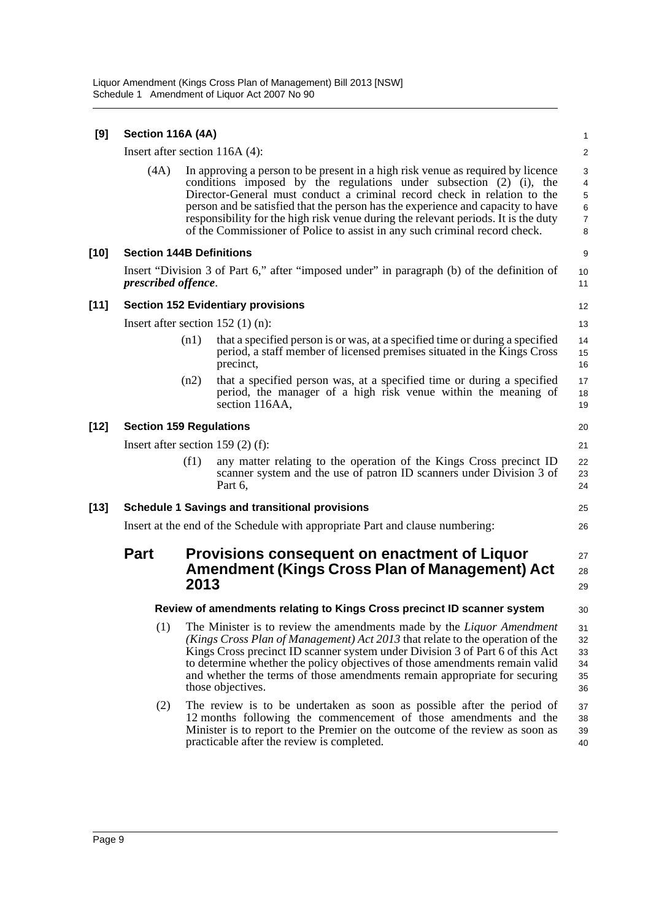**[9] Section 116A (4A)**

Insert after section 116A (4):

(4A) In approving a person to be present in a high risk venue as required by licence conditions imposed by the regulations under subsection (2) (i), the Director-General must conduct a criminal record check in relation to the person and be satisfied that the person has the experience and capacity to have responsibility for the high risk venue during the relevant periods. It is the duty of the Commissioner of Police to assist in any such criminal record check.

**[10] Section 144B Definitions**

Insert "Division 3 of Part 6," after "imposed under" in paragraph (b) of the definition of ***prescribed offence***.

**[11] Section 152 Evidentiary provisions**

Insert after section 152 (1) (n):

(n1) that a specified person is or was, at a specified time or during a specified period, a staff member of licensed premises situated in the Kings Cross precinct,

(n2) that a specified person was, at a specified time or during a specified period, the manager of a high risk venue within the meaning of section 116AA,

**[12] Section 159 Regulations**

Insert after section 159 (2) (f):

(f1) any matter relating to the operation of the Kings Cross precinct ID scanner system and the use of patron ID scanners under Division 3 of Part 6,

**[13] Schedule 1 Savings and transitional provisions**

Insert at the end of the Schedule with appropriate Part and clause numbering:

## Part Provisions consequent on enactment of Liquor Amendment (Kings Cross Plan of Management) Act 2013

### Review of amendments relating to Kings Cross precinct ID scanner system

(1) The Minister is to review the amendments made by the *Liquor Amendment (Kings Cross Plan of Management) Act 2013* that relate to the operation of the Kings Cross precinct ID scanner system under Division 3 of Part 6 of this Act to determine whether the policy objectives of those amendments remain valid and whether the terms of those amendments remain appropriate for securing those objectives.

(2) The review is to be undertaken as soon as possible after the period of 12 months following the commencement of those amendments and the Minister is to report to the Premier on the outcome of the review as soon as practicable after the review is completed.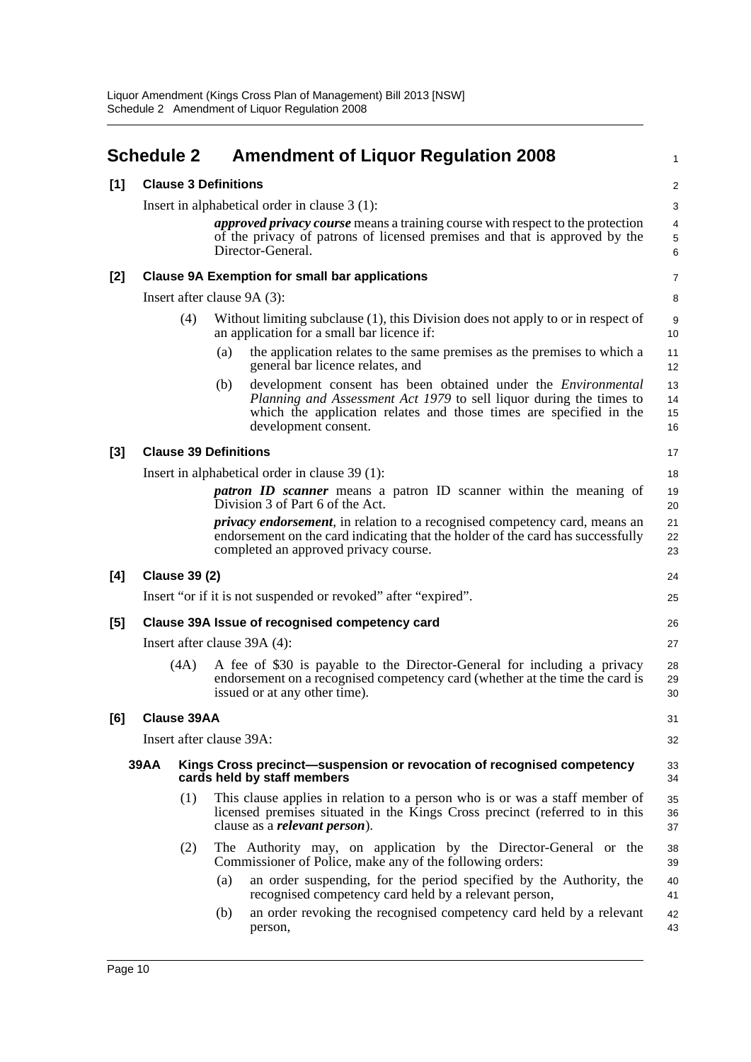# Schedule 2 Amendment of Liquor Regulation 2008

**[1] Clause 3 Definitions**

Insert in alphabetical order in clause 3 (1):

> ***approved privacy course*** means a training course with respect to the protection of the privacy of patrons of licensed premises and that is approved by the Director-General.

**[2] Clause 9A Exemption for small bar applications**

Insert after clause 9A (3):

> (4) Without limiting subclause (1), this Division does not apply to or in respect of an application for a small bar licence if:
>
> (a) the application relates to the same premises as the premises to which a general bar licence relates, and
>
> (b) development consent has been obtained under the *Environmental Planning and Assessment Act 1979* to sell liquor during the times to which the application relates and those times are specified in the development consent.

**[3] Clause 39 Definitions**

Insert in alphabetical order in clause 39 (1):

> ***patron ID scanner*** means a patron ID scanner within the meaning of Division 3 of Part 6 of the Act.
>
> ***privacy endorsement***, in relation to a recognised competency card, means an endorsement on the card indicating that the holder of the card has successfully completed an approved privacy course.

**[4] Clause 39 (2)**

Insert "or if it is not suspended or revoked" after "expired".

**[5] Clause 39A Issue of recognised competency card**

Insert after clause 39A (4):

> (4A) A fee of $30 is payable to the Director-General for including a privacy endorsement on a recognised competency card (whether at the time the card is issued or at any other time).

**[6] Clause 39AA**

Insert after clause 39A:

> **39AA Kings Cross precinct—suspension or revocation of recognised competency cards held by staff members**
>
> (1) This clause applies in relation to a person who is or was a staff member of licensed premises situated in the Kings Cross precinct (referred to in this clause as a ***relevant person***).
>
> (2) The Authority may, on application by the Director-General or the Commissioner of Police, make any of the following orders:
>
> (a) an order suspending, for the period specified by the Authority, the recognised competency card held by a relevant person,
>
> (b) an order revoking the recognised competency card held by a relevant person,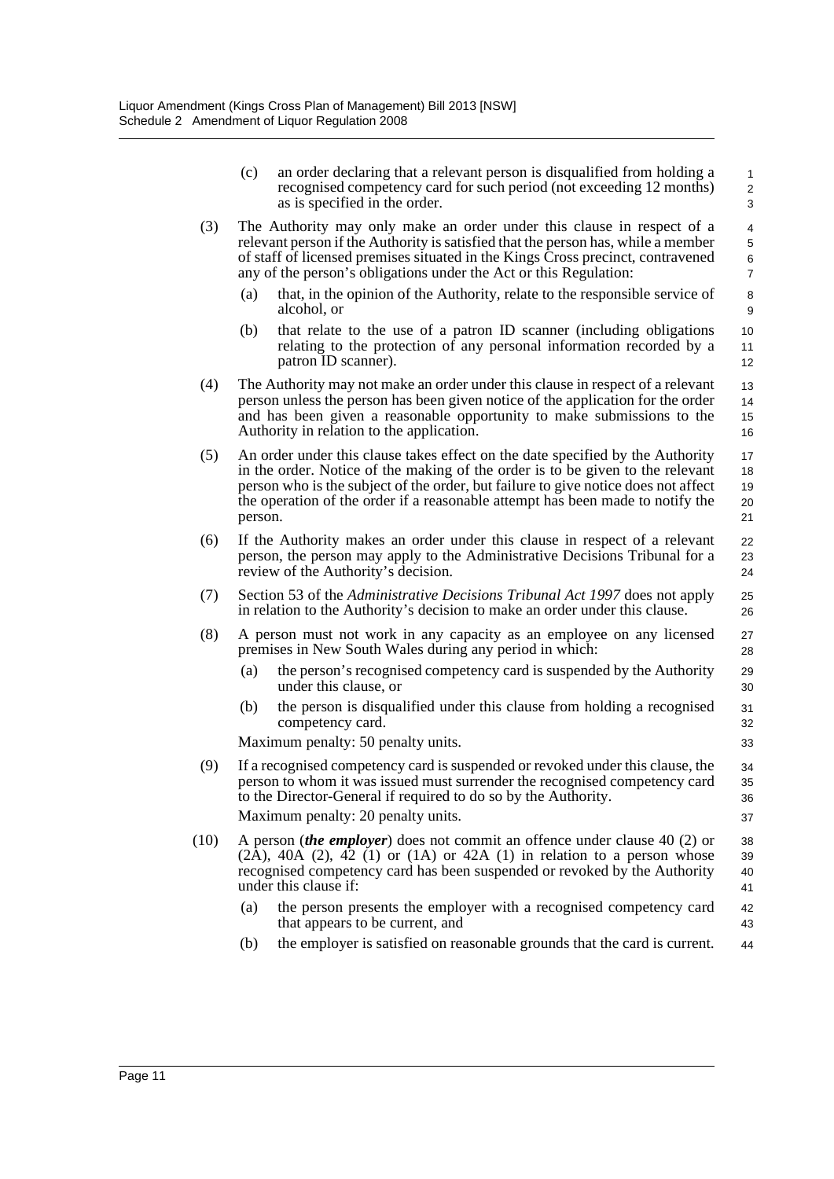(c) an order declaring that a relevant person is disqualified from holding a recognised competency card for such period (not exceeding 12 months) as is specified in the order.

(3) The Authority may only make an order under this clause in respect of a relevant person if the Authority is satisfied that the person has, while a member of staff of licensed premises situated in the Kings Cross precinct, contravened any of the person's obligations under the Act or this Regulation:

(a) that, in the opinion of the Authority, relate to the responsible service of alcohol, or

(b) that relate to the use of a patron ID scanner (including obligations relating to the protection of any personal information recorded by a patron ID scanner).

(4) The Authority may not make an order under this clause in respect of a relevant person unless the person has been given notice of the application for the order and has been given a reasonable opportunity to make submissions to the Authority in relation to the application.

(5) An order under this clause takes effect on the date specified by the Authority in the order. Notice of the making of the order is to be given to the relevant person who is the subject of the order, but failure to give notice does not affect the operation of the order if a reasonable attempt has been made to notify the person.

(6) If the Authority makes an order under this clause in respect of a relevant person, the person may apply to the Administrative Decisions Tribunal for a review of the Authority's decision.

(7) Section 53 of the *Administrative Decisions Tribunal Act 1997* does not apply in relation to the Authority's decision to make an order under this clause.

(8) A person must not work in any capacity as an employee on any licensed premises in New South Wales during any period in which:

(a) the person's recognised competency card is suspended by the Authority under this clause, or

(b) the person is disqualified under this clause from holding a recognised competency card.

Maximum penalty: 50 penalty units.

(9) If a recognised competency card is suspended or revoked under this clause, the person to whom it was issued must surrender the recognised competency card to the Director-General if required to do so by the Authority.

Maximum penalty: 20 penalty units.

(10) A person (***the employer***) does not commit an offence under clause 40 (2) or (2A), 40A (2), 42 (1) or (1A) or 42A (1) in relation to a person whose recognised competency card has been suspended or revoked by the Authority under this clause if:

(a) the person presents the employer with a recognised competency card that appears to be current, and

(b) the employer is satisfied on reasonable grounds that the card is current.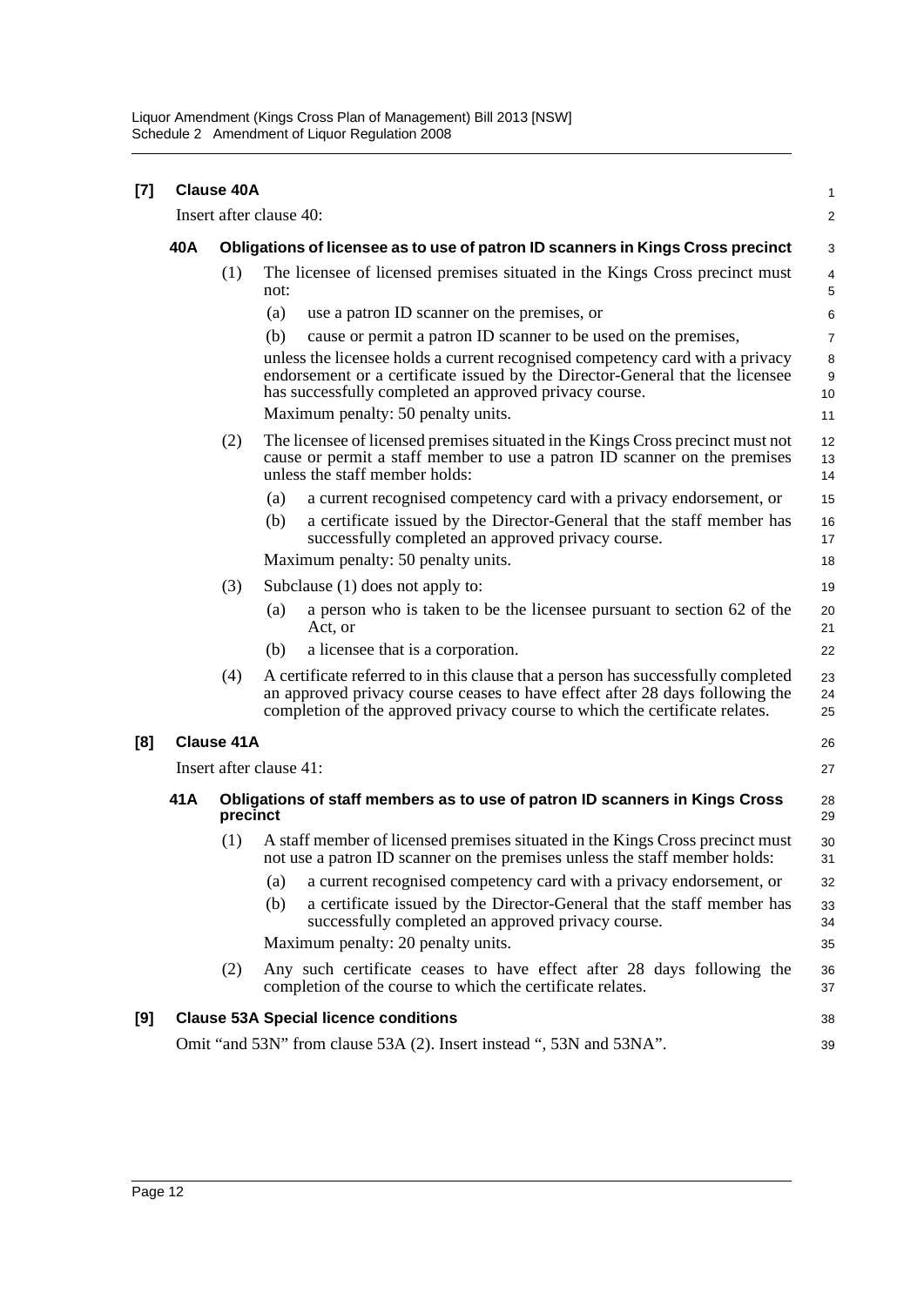**[7] Clause 40A**

Insert after clause 40:

**40A Obligations of licensee as to use of patron ID scanners in Kings Cross precinct**

(1) The licensee of licensed premises situated in the Kings Cross precinct must not:

(a) use a patron ID scanner on the premises, or

(b) cause or permit a patron ID scanner to be used on the premises,

unless the licensee holds a current recognised competency card with a privacy endorsement or a certificate issued by the Director-General that the licensee has successfully completed an approved privacy course.

Maximum penalty: 50 penalty units.

(2) The licensee of licensed premises situated in the Kings Cross precinct must not cause or permit a staff member to use a patron ID scanner on the premises unless the staff member holds:

(a) a current recognised competency card with a privacy endorsement, or

(b) a certificate issued by the Director-General that the staff member has successfully completed an approved privacy course.

Maximum penalty: 50 penalty units.

(3) Subclause (1) does not apply to:

(a) a person who is taken to be the licensee pursuant to section 62 of the Act, or

(b) a licensee that is a corporation.

(4) A certificate referred to in this clause that a person has successfully completed an approved privacy course ceases to have effect after 28 days following the completion of the approved privacy course to which the certificate relates.

**[8] Clause 41A**

Insert after clause 41:

**41A Obligations of staff members as to use of patron ID scanners in Kings Cross precinct**

(1) A staff member of licensed premises situated in the Kings Cross precinct must not use a patron ID scanner on the premises unless the staff member holds:

(a) a current recognised competency card with a privacy endorsement, or

(b) a certificate issued by the Director-General that the staff member has successfully completed an approved privacy course.

Maximum penalty: 20 penalty units.

(2) Any such certificate ceases to have effect after 28 days following the completion of the course to which the certificate relates.

**[9] Clause 53A Special licence conditions**

Omit "and 53N" from clause 53A (2). Insert instead ", 53N and 53NA".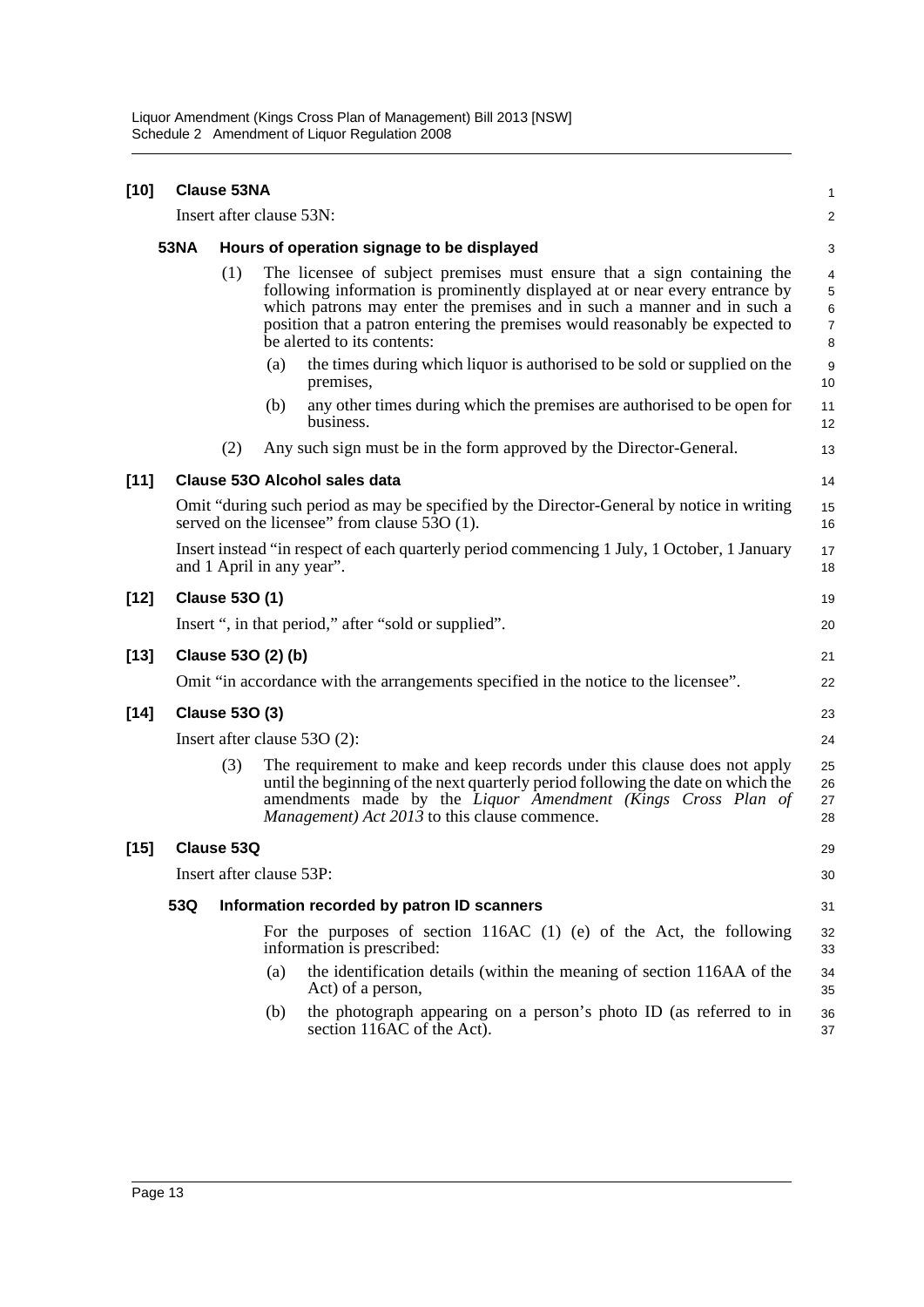**[10] Clause 53NA**

Insert after clause 53N:

**53NA Hours of operation signage to be displayed**

(1) The licensee of subject premises must ensure that a sign containing the following information is prominently displayed at or near every entrance by which patrons may enter the premises and in such a manner and in such a position that a patron entering the premises would reasonably be expected to be alerted to its contents:

(a) the times during which liquor is authorised to be sold or supplied on the premises,

(b) any other times during which the premises are authorised to be open for business.

(2) Any such sign must be in the form approved by the Director-General.

**[11] Clause 53O Alcohol sales data**

Omit "during such period as may be specified by the Director-General by notice in writing served on the licensee" from clause 53O (1).

Insert instead "in respect of each quarterly period commencing 1 July, 1 October, 1 January and 1 April in any year".

**[12] Clause 53O (1)**

Insert ", in that period," after "sold or supplied".

**[13] Clause 53O (2) (b)**

Omit "in accordance with the arrangements specified in the notice to the licensee".

**[14] Clause 53O (3)**

Insert after clause 53O (2):

(3) The requirement to make and keep records under this clause does not apply until the beginning of the next quarterly period following the date on which the amendments made by the *Liquor Amendment (Kings Cross Plan of Management) Act 2013* to this clause commence.

**[15] Clause 53Q**

Insert after clause 53P:

**53Q Information recorded by patron ID scanners**

For the purposes of section 116AC (1) (e) of the Act, the following information is prescribed:

(a) the identification details (within the meaning of section 116AA of the Act) of a person,

(b) the photograph appearing on a person's photo ID (as referred to in section 116AC of the Act).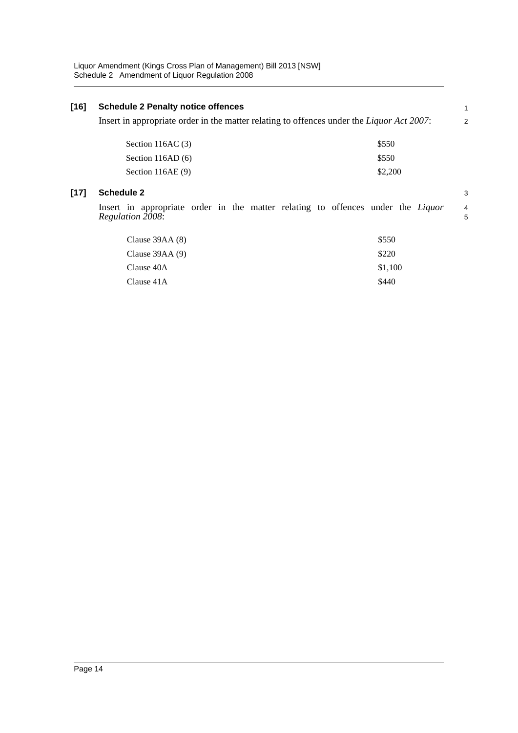**[16] Schedule 2 Penalty notice offences**

Insert in appropriate order in the matter relating to offences under the *Liquor Act 2007*:

| | |
|---|---|
| Section 116AC (3) | $550 |
| Section 116AD (6) | $550 |
| Section 116AE (9) | $2,200 |

**[17] Schedule 2**

Insert in appropriate order in the matter relating to offences under the *Liquor Regulation 2008*:

| | |
|---|---|
| Clause 39AA (8) | $550 |
| Clause 39AA (9) | $220 |
| Clause 40A | $1,100 |
| Clause 41A | $440 |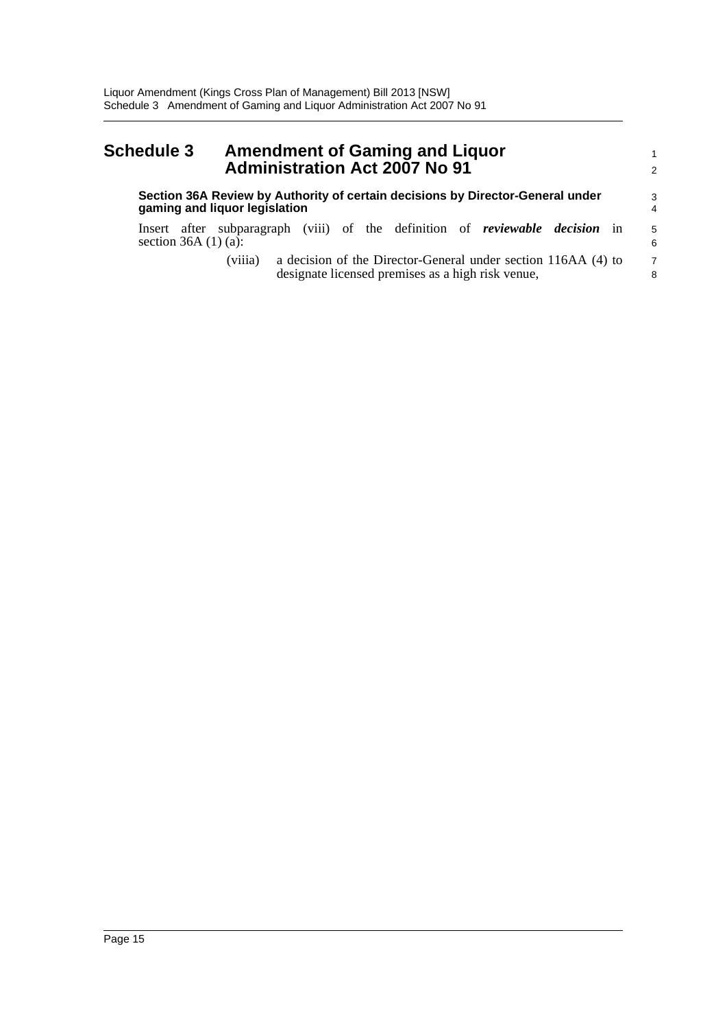# Schedule 3 Amendment of Gaming and Liquor Administration Act 2007 No 91

**Section 36A Review by Authority of certain decisions by Director-General under gaming and liquor legislation**

Insert after subparagraph (viii) of the definition of ***reviewable decision*** in section 36A (1) (a):

(viiia) a decision of the Director-General under section 116AA (4) to designate licensed premises as a high risk venue,